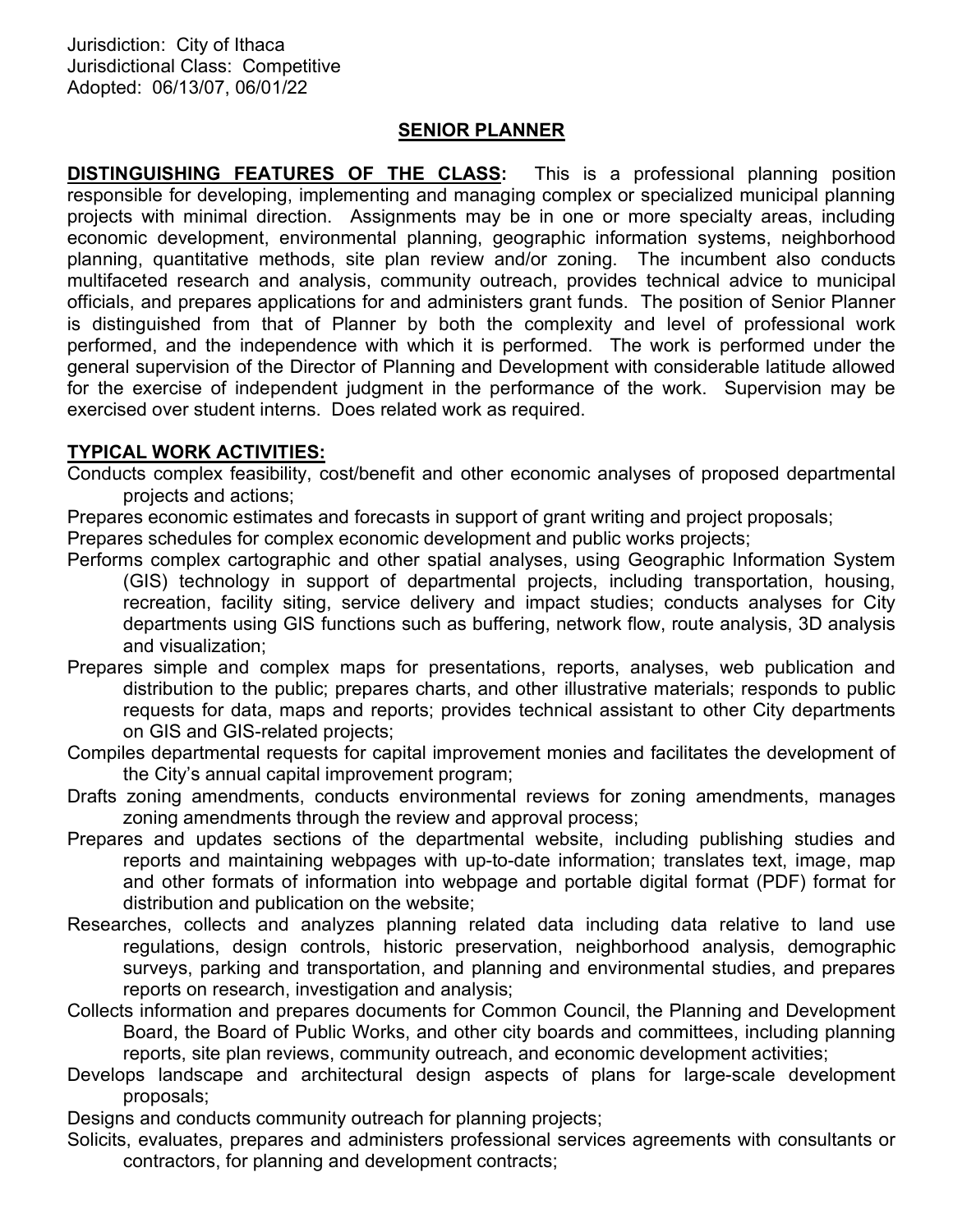Jurisdiction: City of Ithaca
Jurisdictional Class: Competitive
Adopted: 06/13/07, 06/01/22

## SENIOR PLANNER

**DISTINGUISHING FEATURES OF THE CLASS:** This is a professional planning position responsible for developing, implementing and managing complex or specialized municipal planning projects with minimal direction. Assignments may be in one or more specialty areas, including economic development, environmental planning, geographic information systems, neighborhood planning, quantitative methods, site plan review and/or zoning. The incumbent also conducts multifaceted research and analysis, community outreach, provides technical advice to municipal officials, and prepares applications for and administers grant funds. The position of Senior Planner is distinguished from that of Planner by both the complexity and level of professional work performed, and the independence with which it is performed. The work is performed under the general supervision of the Director of Planning and Development with considerable latitude allowed for the exercise of independent judgment in the performance of the work. Supervision may be exercised over student interns. Does related work as required.

**TYPICAL WORK ACTIVITIES:**

Conducts complex feasibility, cost/benefit and other economic analyses of proposed departmental projects and actions;

Prepares economic estimates and forecasts in support of grant writing and project proposals;

Prepares schedules for complex economic development and public works projects;

Performs complex cartographic and other spatial analyses, using Geographic Information System (GIS) technology in support of departmental projects, including transportation, housing, recreation, facility siting, service delivery and impact studies; conducts analyses for City departments using GIS functions such as buffering, network flow, route analysis, 3D analysis and visualization;

Prepares simple and complex maps for presentations, reports, analyses, web publication and distribution to the public; prepares charts, and other illustrative materials; responds to public requests for data, maps and reports; provides technical assistant to other City departments on GIS and GIS-related projects;

Compiles departmental requests for capital improvement monies and facilitates the development of the City's annual capital improvement program;

Drafts zoning amendments, conducts environmental reviews for zoning amendments, manages zoning amendments through the review and approval process;

Prepares and updates sections of the departmental website, including publishing studies and reports and maintaining webpages with up-to-date information; translates text, image, map and other formats of information into webpage and portable digital format (PDF) format for distribution and publication on the website;

Researches, collects and analyzes planning related data including data relative to land use regulations, design controls, historic preservation, neighborhood analysis, demographic surveys, parking and transportation, and planning and environmental studies, and prepares reports on research, investigation and analysis;

Collects information and prepares documents for Common Council, the Planning and Development Board, the Board of Public Works, and other city boards and committees, including planning reports, site plan reviews, community outreach, and economic development activities;

Develops landscape and architectural design aspects of plans for large-scale development proposals;

Designs and conducts community outreach for planning projects;

Solicits, evaluates, prepares and administers professional services agreements with consultants or contractors, for planning and development contracts;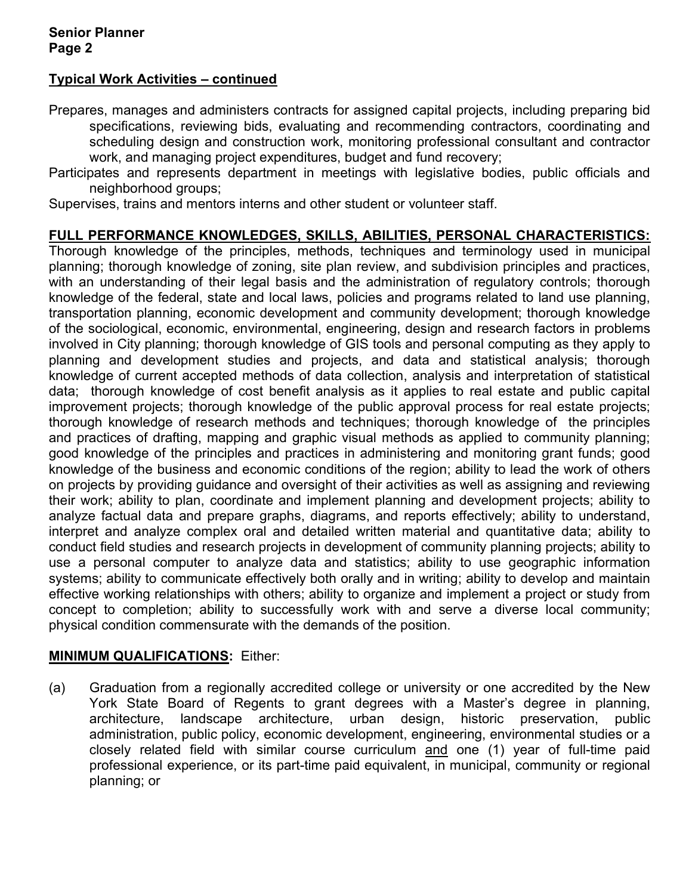## Typical Work Activities – continued

Prepares, manages and administers contracts for assigned capital projects, including preparing bid specifications, reviewing bids, evaluating and recommending contractors, coordinating and scheduling design and construction work, monitoring professional consultant and contractor work, and managing project expenditures, budget and fund recovery;

Participates and represents department in meetings with legislative bodies, public officials and neighborhood groups;

Supervises, trains and mentors interns and other student or volunteer staff.

## FULL PERFORMANCE KNOWLEDGES, SKILLS, ABILITIES, PERSONAL CHARACTERISTICS:

Thorough knowledge of the principles, methods, techniques and terminology used in municipal planning; thorough knowledge of zoning, site plan review, and subdivision principles and practices, with an understanding of their legal basis and the administration of regulatory controls; thorough knowledge of the federal, state and local laws, policies and programs related to land use planning, transportation planning, economic development and community development; thorough knowledge of the sociological, economic, environmental, engineering, design and research factors in problems involved in City planning; thorough knowledge of GIS tools and personal computing as they apply to planning and development studies and projects, and data and statistical analysis; thorough knowledge of current accepted methods of data collection, analysis and interpretation of statistical data; thorough knowledge of cost benefit analysis as it applies to real estate and public capital improvement projects; thorough knowledge of the public approval process for real estate projects; thorough knowledge of research methods and techniques; thorough knowledge of the principles and practices of drafting, mapping and graphic visual methods as applied to community planning; good knowledge of the principles and practices in administering and monitoring grant funds; good knowledge of the business and economic conditions of the region; ability to lead the work of others on projects by providing guidance and oversight of their activities as well as assigning and reviewing their work; ability to plan, coordinate and implement planning and development projects; ability to analyze factual data and prepare graphs, diagrams, and reports effectively; ability to understand, interpret and analyze complex oral and detailed written material and quantitative data; ability to conduct field studies and research projects in development of community planning projects; ability to use a personal computer to analyze data and statistics; ability to use geographic information systems; ability to communicate effectively both orally and in writing; ability to develop and maintain effective working relationships with others; ability to organize and implement a project or study from concept to completion; ability to successfully work with and serve a diverse local community; physical condition commensurate with the demands of the position.

## MINIMUM QUALIFICATIONS: Either:

(a) Graduation from a regionally accredited college or university or one accredited by the New York State Board of Regents to grant degrees with a Master's degree in planning, architecture, landscape architecture, urban design, historic preservation, public administration, public policy, economic development, engineering, environmental studies or a closely related field with similar course curriculum <u>and</u> one (1) year of full-time paid professional experience, or its part-time paid equivalent, in municipal, community or regional planning; or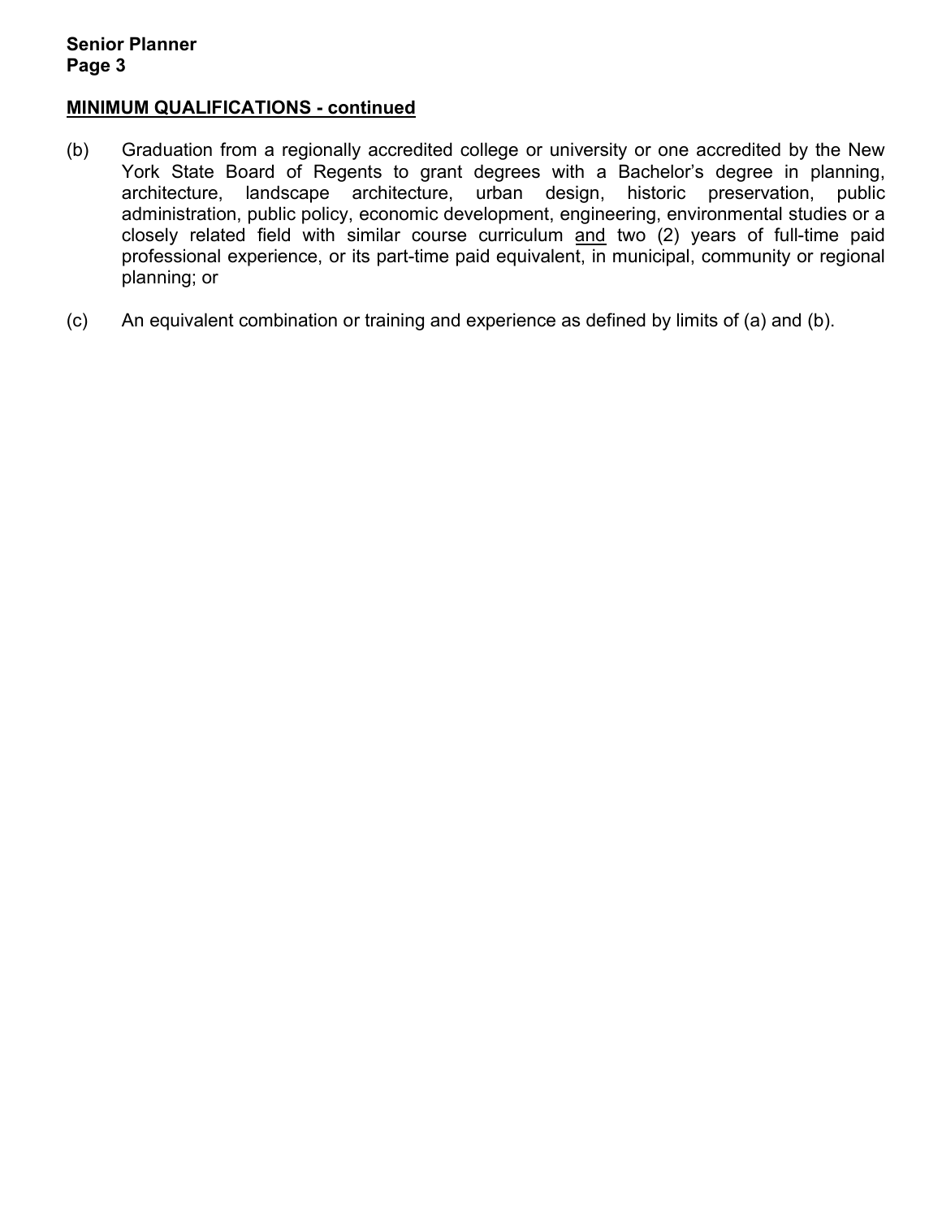**MINIMUM QUALIFICATIONS - continued**

(b) Graduation from a regionally accredited college or university or one accredited by the New York State Board of Regents to grant degrees with a Bachelor's degree in planning, architecture, landscape architecture, urban design, historic preservation, public administration, public policy, economic development, engineering, environmental studies or a closely related field with similar course curriculum and two (2) years of full-time paid professional experience, or its part-time paid equivalent, in municipal, community or regional planning; or

(c) An equivalent combination or training and experience as defined by limits of (a) and (b).